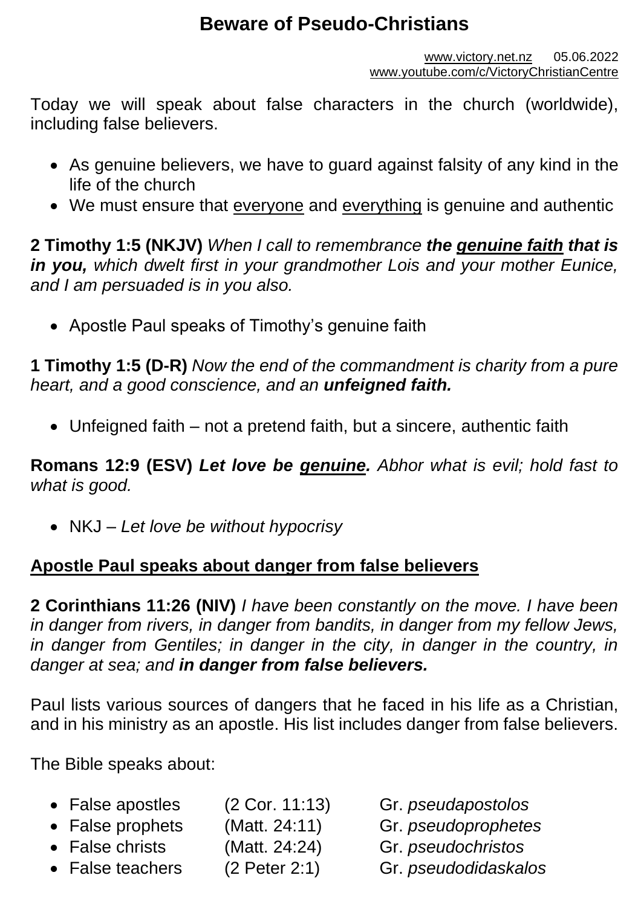# Beware of Pseudo-Christians

www.victory.net.nz 05.06.2022
www.youtube.com/c/VictoryChristianCentre

Today we will speak about false characters in the church (worldwide), including false believers.

- As genuine believers, we have to guard against falsity of any kind in the life of the church
- We must ensure that <u>everyone</u> and <u>everything</u> is genuine and authentic

**2 Timothy 1:5 (NKJV)** *When I call to remembrance* ***the <u>genuine faith</u> that is in you,*** *which dwelt first in your grandmother Lois and your mother Eunice, and I am persuaded is in you also.*

- Apostle Paul speaks of Timothy's genuine faith

**1 Timothy 1:5 (D-R)** *Now the end of the commandment is charity from a pure heart, and a good conscience, and an* ***unfeigned faith.***

- Unfeigned faith – not a pretend faith, but a sincere, authentic faith

**Romans 12:9 (ESV)** ***Let love be <u>genuine</u>.*** *Abhor what is evil; hold fast to what is good.*

- NKJ – *Let love be without hypocrisy*

## <u>Apostle Paul speaks about danger from false believers</u>

**2 Corinthians 11:26 (NIV)** *I have been constantly on the move. I have been in danger from rivers, in danger from bandits, in danger from my fellow Jews, in danger from Gentiles; in danger in the city, in danger in the country, in danger at sea; and* ***in danger from false believers.***

Paul lists various sources of dangers that he faced in his life as a Christian, and in his ministry as an apostle. His list includes danger from false believers.

The Bible speaks about:

- False apostles (2 Cor. 11:13) Gr. *pseudapostolos*
- False prophets (Matt. 24:11) Gr. *pseudoprophetes*
- False christs (Matt. 24:24) Gr. *pseudochristos*
- False teachers (2 Peter 2:1) Gr. *pseudodidaskalos*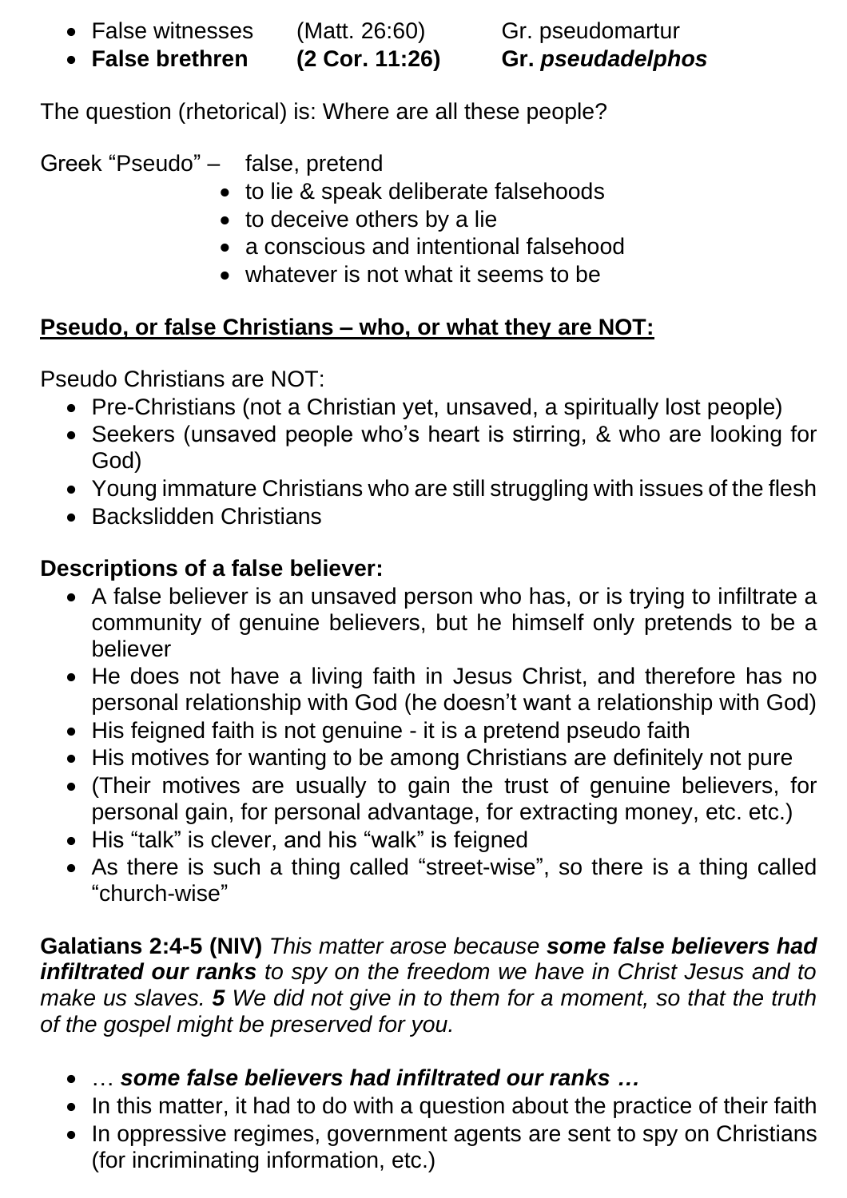- False witnesses (Matt. 26:60) Gr. pseudomartur
- **False brethren (2 Cor. 11:26) Gr.** ***pseudadelphos***

The question (rhetorical) is: Where are all these people?

Greek "Pseudo" – false, pretend

- to lie & speak deliberate falsehoods
- to deceive others by a lie
- a conscious and intentional falsehood
- whatever is not what it seems to be

**Pseudo, or false Christians – who, or what they are NOT:**

Pseudo Christians are NOT:

- Pre-Christians (not a Christian yet, unsaved, a spiritually lost people)
- Seekers (unsaved people who's heart is stirring, & who are looking for God)
- Young immature Christians who are still struggling with issues of the flesh
- Backslidden Christians

**Descriptions of a false believer:**

- A false believer is an unsaved person who has, or is trying to infiltrate a community of genuine believers, but he himself only pretends to be a believer
- He does not have a living faith in Jesus Christ, and therefore has no personal relationship with God (he doesn't want a relationship with God)
- His feigned faith is not genuine - it is a pretend pseudo faith
- His motives for wanting to be among Christians are definitely not pure
- (Their motives are usually to gain the trust of genuine believers, for personal gain, for personal advantage, for extracting money, etc. etc.)
- His "talk" is clever, and his "walk" is feigned
- As there is such a thing called "street-wise", so there is a thing called "church-wise"

**Galatians 2:4-5 (NIV)** *This matter arose because* ***some false believers had infiltrated our ranks*** *to spy on the freedom we have in Christ Jesus and to make us slaves.* ***5*** *We did not give in to them for a moment, so that the truth of the gospel might be preserved for you.*

- … ***some false believers had infiltrated our ranks …***
- In this matter, it had to do with a question about the practice of their faith
- In oppressive regimes, government agents are sent to spy on Christians (for incriminating information, etc.)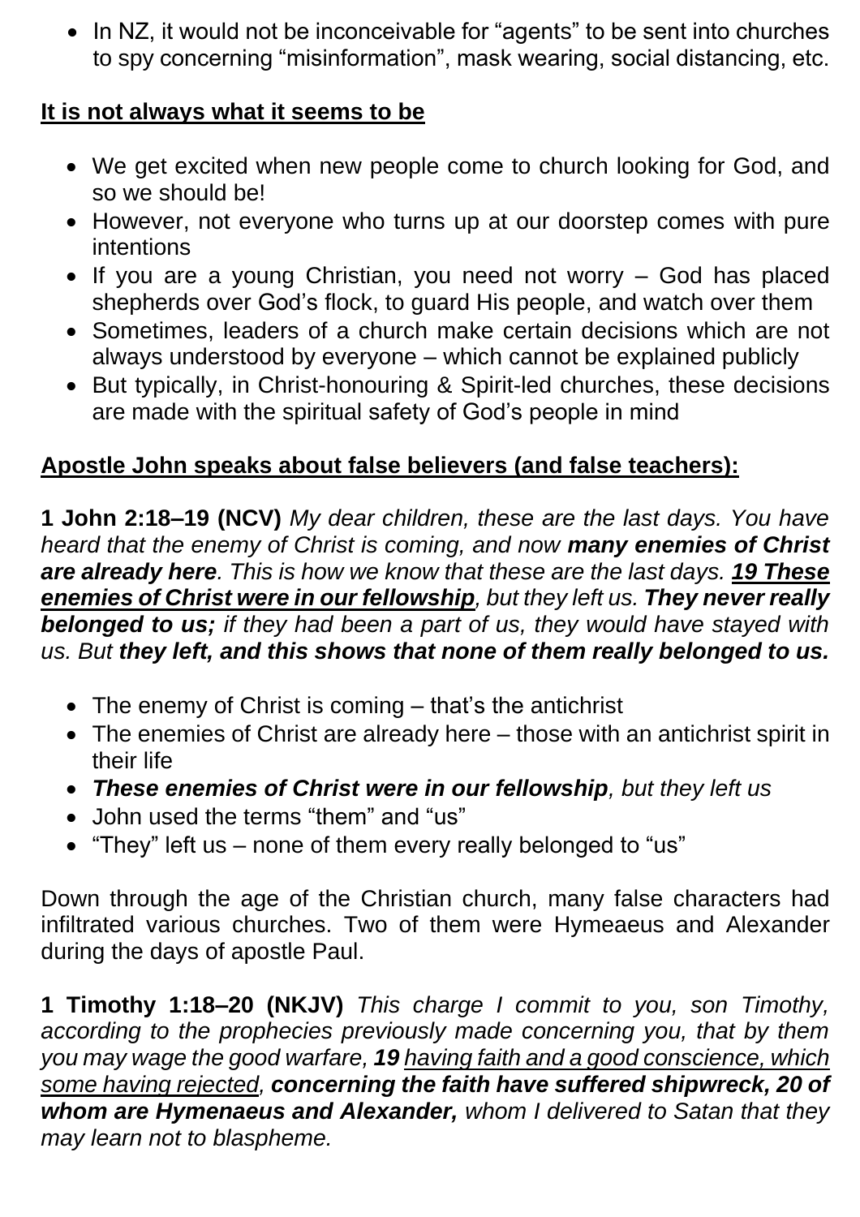- In NZ, it would not be inconceivable for "agents" to be sent into churches to spy concerning "misinformation", mask wearing, social distancing, etc.

**It is not always what it seems to be**

- We get excited when new people come to church looking for God, and so we should be!
- However, not everyone who turns up at our doorstep comes with pure intentions
- If you are a young Christian, you need not worry – God has placed shepherds over God's flock, to guard His people, and watch over them
- Sometimes, leaders of a church make certain decisions which are not always understood by everyone – which cannot be explained publicly
- But typically, in Christ-honouring & Spirit-led churches, these decisions are made with the spiritual safety of God's people in mind

**Apostle John speaks about false believers (and false teachers):**

**1 John 2:18–19 (NCV)** *My dear children, these are the last days. You have heard that the enemy of Christ is coming, and now **many enemies of Christ are already here**. This is how we know that these are the last days. **19 These enemies of Christ were in our fellowship**, but they left us. **They never really belonged to us;** if they had been a part of us, they would have stayed with us. But **they left, and this shows that none of them really belonged to us.***

- The enemy of Christ is coming – that's the antichrist
- The enemies of Christ are already here – those with an antichrist spirit in their life
- ***These enemies of Christ were in our fellowship**, but they left us*
- John used the terms "them" and "us"
- "They" left us – none of them every really belonged to "us"

Down through the age of the Christian church, many false characters had infiltrated various churches. Two of them were Hymeaeus and Alexander during the days of apostle Paul.

**1 Timothy 1:18–20 (NKJV)** *This charge I commit to you, son Timothy, according to the prophecies previously made concerning you, that by them you may wage the good warfare, **19** having faith and a good conscience, which some having rejected, **concerning the faith have suffered shipwreck, 20 of whom are Hymenaeus and Alexander,** whom I delivered to Satan that they may learn not to blaspheme.*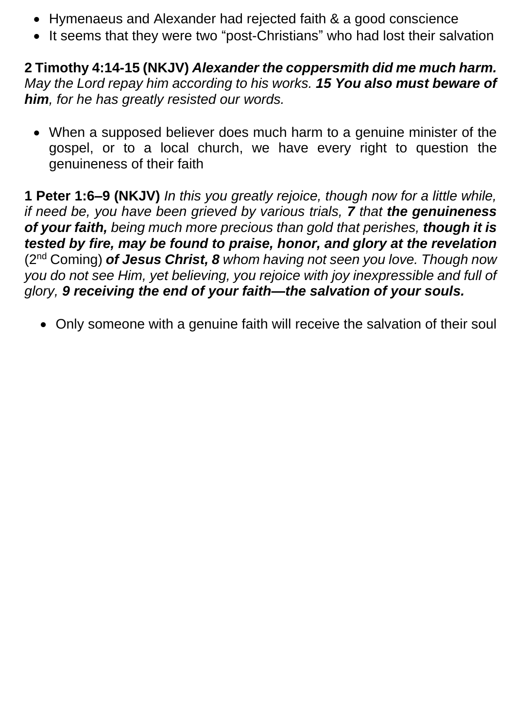- Hymenaeus and Alexander had rejected faith & a good conscience
- It seems that they were two "post-Christians" who had lost their salvation

**2 Timothy 4:14-15 (NKJV)** ***Alexander the coppersmith did me much harm.*** *May the Lord repay him according to his works.* ***15 You also must beware of him****, for he has greatly resisted our words.*

- When a supposed believer does much harm to a genuine minister of the gospel, or to a local church, we have every right to question the genuineness of their faith

**1 Peter 1:6–9 (NKJV)** *In this you greatly rejoice, though now for a little while, if need be, you have been grieved by various trials,* ***7*** *that* ***the genuineness of your faith,*** *being much more precious than gold that perishes,* ***though it is tested by fire, may be found to praise, honor, and glory at the revelation*** (2nd Coming) ***of Jesus Christ, 8*** *whom having not seen you love. Though now you do not see Him, yet believing, you rejoice with joy inexpressible and full of glory,* ***9 receiving the end of your faith—the salvation of your souls.***

- Only someone with a genuine faith will receive the salvation of their soul